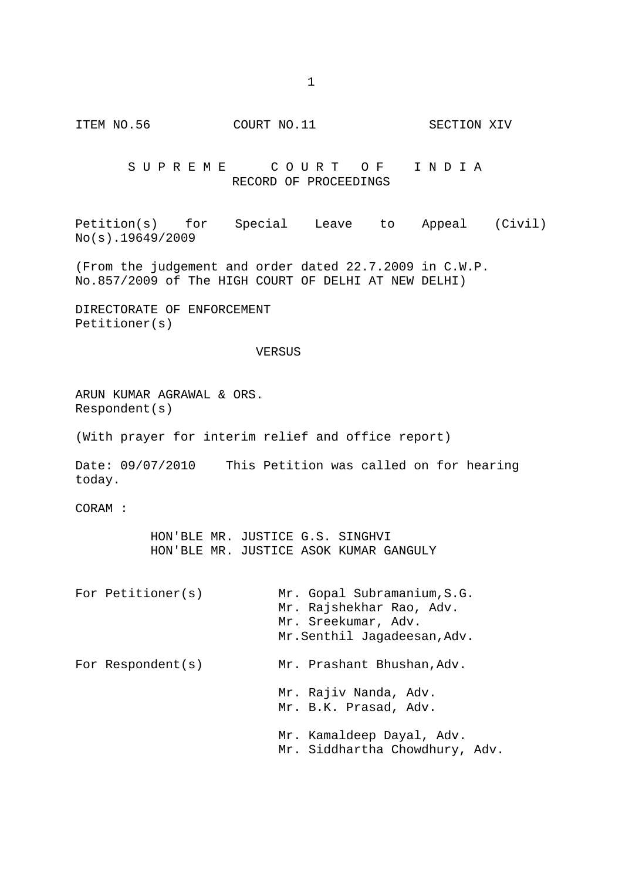ITEM NO.56          COURT NO.11          SECTION XIV

# S U P R E M E   C O U R T   O F   I N D I A

## RECORD OF PROCEEDINGS

Petition(s) for Special Leave to Appeal (Civil) No(s).19649/2009

(From the judgement and order dated 22.7.2009 in C.W.P. No.857/2009 of The HIGH COURT OF DELHI AT NEW DELHI)

DIRECTORATE OF ENFORCEMENT
Petitioner(s)

VERSUS

ARUN KUMAR AGRAWAL & ORS.
Respondent(s)

(With prayer for interim relief and office report)

Date: 09/07/2010    This Petition was called on for hearing today.

CORAM :

HON'BLE MR. JUSTICE G.S. SINGHVI
HON'BLE MR. JUSTICE ASOK KUMAR GANGULY

| | |
|---|---|
| For Petitioner(s) | Mr. Gopal Subramanium,S.G.<br>Mr. Rajshekhar Rao, Adv.<br>Mr. Sreekumar, Adv.<br>Mr.Senthil Jagadeesan,Adv. |
| For Respondent(s) | Mr. Prashant Bhushan,Adv.<br><br>Mr. Rajiv Nanda, Adv.<br>Mr. B.K. Prasad, Adv.<br><br>Mr. Kamaldeep Dayal, Adv.<br>Mr. Siddhartha Chowdhury, Adv. |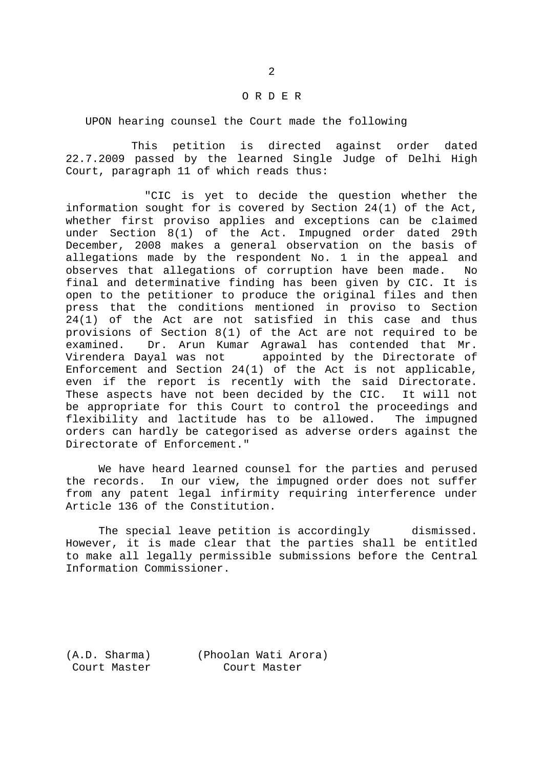# O R D E R

UPON hearing counsel the Court made the following

This petition is directed against order dated 22.7.2009 passed by the learned Single Judge of Delhi High Court, paragraph 11 of which reads thus:

> "CIC is yet to decide the question whether the information sought for is covered by Section 24(1) of the Act, whether first proviso applies and exceptions can be claimed under Section 8(1) of the Act. Impugned order dated 29th December, 2008 makes a general observation on the basis of allegations made by the respondent No. 1 in the appeal and observes that allegations of corruption have been made. No final and determinative finding has been given by CIC. It is open to the petitioner to produce the original files and then press that the conditions mentioned in proviso to Section 24(1) of the Act are not satisfied in this case and thus provisions of Section 8(1) of the Act are not required to be examined. Dr. Arun Kumar Agrawal has contended that Mr. Virendera Dayal was not appointed by the Directorate of Enforcement and Section 24(1) of the Act is not applicable, even if the report is recently with the said Directorate. These aspects have not been decided by the CIC. It will not be appropriate for this Court to control the proceedings and flexibility and lactitude has to be allowed. The impugned orders can hardly be categorised as adverse orders against the Directorate of Enforcement."

We have heard learned counsel for the parties and perused the records. In our view, the impugned order does not suffer from any patent legal infirmity requiring interference under Article 136 of the Constitution.

The special leave petition is accordingly dismissed. However, it is made clear that the parties shall be entitled to make all legally permissible submissions before the Central Information Commissioner.

(A.D. Sharma)
Court Master

(Phoolan Wati Arora)
Court Master